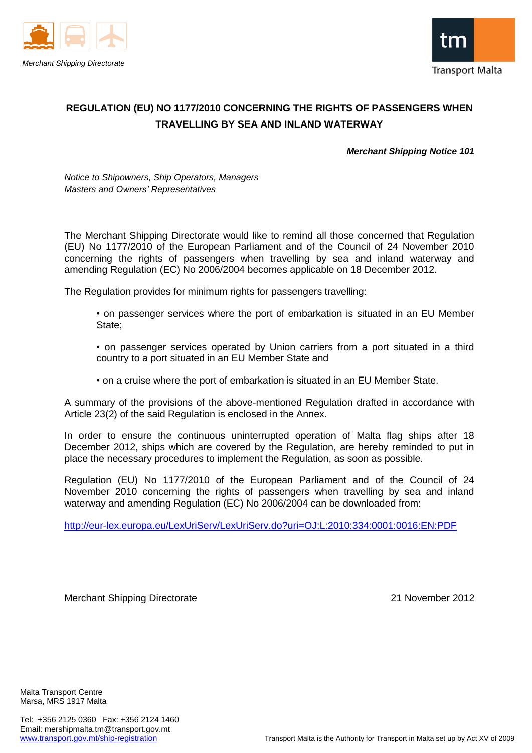*Merchant Shipping Directorate*

Transport Malta

# REGULATION (EU) NO 1177/2010 CONCERNING THE RIGHTS OF PASSENGERS WHEN TRAVELLING BY SEA AND INLAND WATERWAY

***Merchant Shipping Notice 101***

*Notice to Shipowners, Ship Operators, Managers*
*Masters and Owners' Representatives*

The Merchant Shipping Directorate would like to remind all those concerned that Regulation (EU) No 1177/2010 of the European Parliament and of the Council of 24 November 2010 concerning the rights of passengers when travelling by sea and inland waterway and amending Regulation (EC) No 2006/2004 becomes applicable on 18 December 2012.

The Regulation provides for minimum rights for passengers travelling:

- on passenger services where the port of embarkation is situated in an EU Member State;
- on passenger services operated by Union carriers from a port situated in a third country to a port situated in an EU Member State and
- on a cruise where the port of embarkation is situated in an EU Member State.

A summary of the provisions of the above-mentioned Regulation drafted in accordance with Article 23(2) of the said Regulation is enclosed in the Annex.

In order to ensure the continuous uninterrupted operation of Malta flag ships after 18 December 2012, ships which are covered by the Regulation, are hereby reminded to put in place the necessary procedures to implement the Regulation, as soon as possible.

Regulation (EU) No 1177/2010 of the European Parliament and of the Council of 24 November 2010 concerning the rights of passengers when travelling by sea and inland waterway and amending Regulation (EC) No 2006/2004 can be downloaded from:

http://eur-lex.europa.eu/LexUriServ/LexUriServ.do?uri=OJ:L:2010:334:0001:0016:EN:PDF

Merchant Shipping Directorate

21 November 2012

Malta Transport Centre
Marsa, MRS 1917 Malta

Tel: +356 2125 0360 Fax: +356 2124 1460
Email: mershipmalta.tm@transport.gov.mt
www.transport.gov.mt/ship-registration

Transport Malta is the Authority for Transport in Malta set up by Act XV of 2009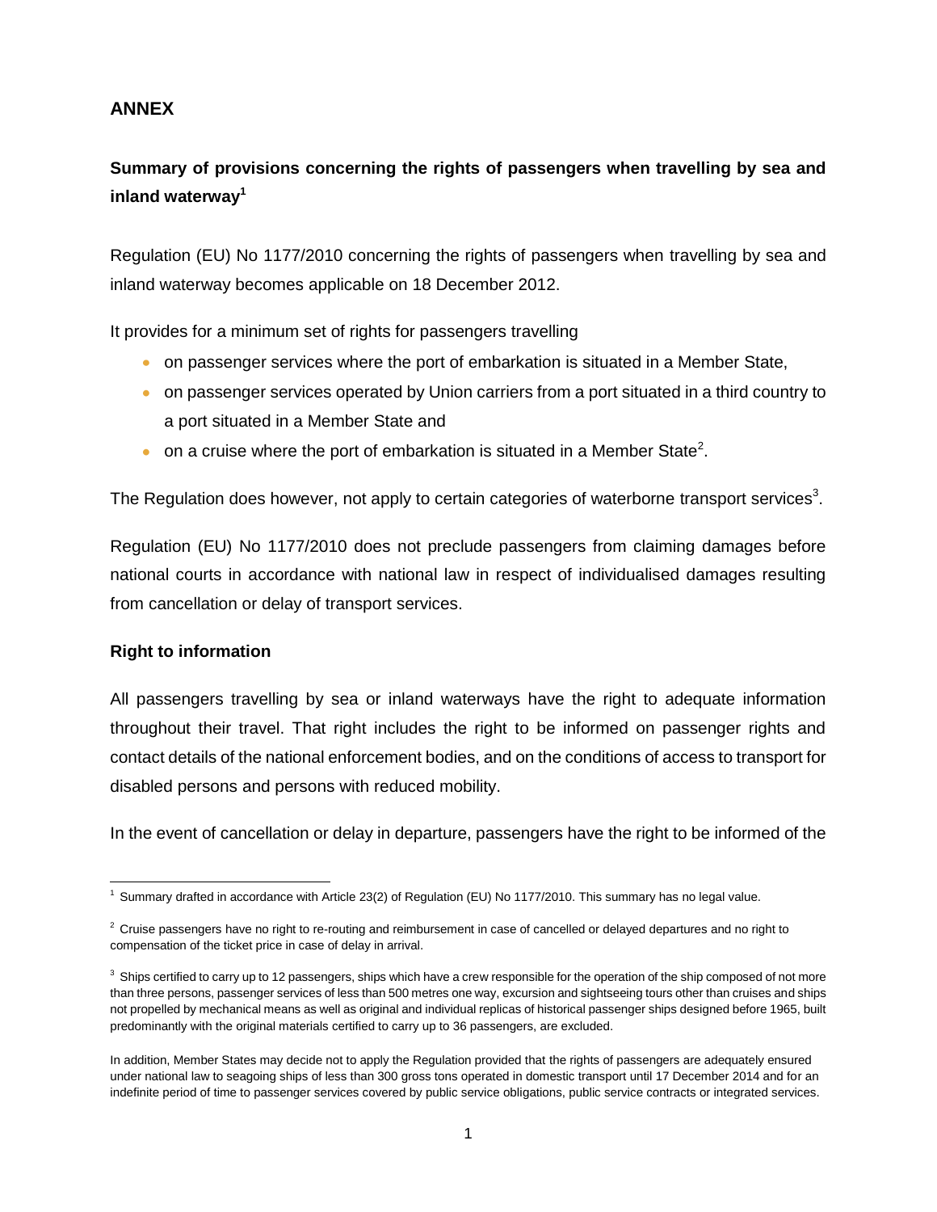## ANNEX

### Summary of provisions concerning the rights of passengers when travelling by sea and inland waterway[1]

Regulation (EU) No 1177/2010 concerning the rights of passengers when travelling by sea and inland waterway becomes applicable on 18 December 2012.

It provides for a minimum set of rights for passengers travelling

- on passenger services where the port of embarkation is situated in a Member State,
- on passenger services operated by Union carriers from a port situated in a third country to a port situated in a Member State and
- on a cruise where the port of embarkation is situated in a Member State[2].

The Regulation does however, not apply to certain categories of waterborne transport services[3].

Regulation (EU) No 1177/2010 does not preclude passengers from claiming damages before national courts in accordance with national law in respect of individualised damages resulting from cancellation or delay of transport services.

**Right to information**

All passengers travelling by sea or inland waterways have the right to adequate information throughout their travel. That right includes the right to be informed on passenger rights and contact details of the national enforcement bodies, and on the conditions of access to transport for disabled persons and persons with reduced mobility.

In the event of cancellation or delay in departure, passengers have the right to be informed of the

---

[1] Summary drafted in accordance with Article 23(2) of Regulation (EU) No 1177/2010. This summary has no legal value.

[2] Cruise passengers have no right to re-routing and reimbursement in case of cancelled or delayed departures and no right to compensation of the ticket price in case of delay in arrival.

[3] Ships certified to carry up to 12 passengers, ships which have a crew responsible for the operation of the ship composed of not more than three persons, passenger services of less than 500 metres one way, excursion and sightseeing tours other than cruises and ships not propelled by mechanical means as well as original and individual replicas of historical passenger ships designed before 1965, built predominantly with the original materials certified to carry up to 36 passengers, are excluded.

In addition, Member States may decide not to apply the Regulation provided that the rights of passengers are adequately ensured under national law to seagoing ships of less than 300 gross tons operated in domestic transport until 17 December 2014 and for an indefinite period of time to passenger services covered by public service obligations, public service contracts or integrated services.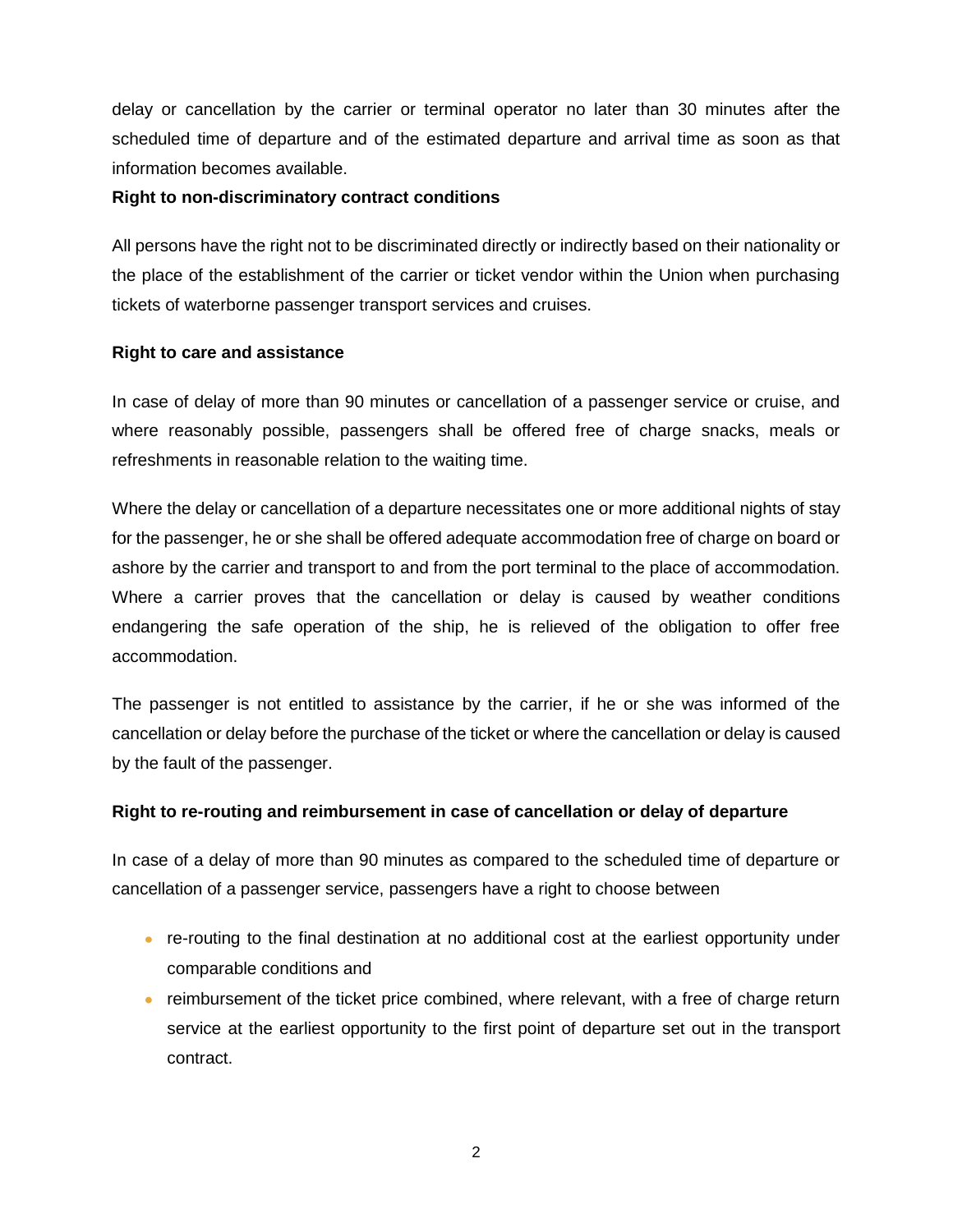delay or cancellation by the carrier or terminal operator no later than 30 minutes after the scheduled time of departure and of the estimated departure and arrival time as soon as that information becomes available.

**Right to non-discriminatory contract conditions**

All persons have the right not to be discriminated directly or indirectly based on their nationality or the place of the establishment of the carrier or ticket vendor within the Union when purchasing tickets of waterborne passenger transport services and cruises.

**Right to care and assistance**

In case of delay of more than 90 minutes or cancellation of a passenger service or cruise, and where reasonably possible, passengers shall be offered free of charge snacks, meals or refreshments in reasonable relation to the waiting time.

Where the delay or cancellation of a departure necessitates one or more additional nights of stay for the passenger, he or she shall be offered adequate accommodation free of charge on board or ashore by the carrier and transport to and from the port terminal to the place of accommodation. Where a carrier proves that the cancellation or delay is caused by weather conditions endangering the safe operation of the ship, he is relieved of the obligation to offer free accommodation.

The passenger is not entitled to assistance by the carrier, if he or she was informed of the cancellation or delay before the purchase of the ticket or where the cancellation or delay is caused by the fault of the passenger.

**Right to re-routing and reimbursement in case of cancellation or delay of departure**

In case of a delay of more than 90 minutes as compared to the scheduled time of departure or cancellation of a passenger service, passengers have a right to choose between

- re-routing to the final destination at no additional cost at the earliest opportunity under comparable conditions and
- reimbursement of the ticket price combined, where relevant, with a free of charge return service at the earliest opportunity to the first point of departure set out in the transport contract.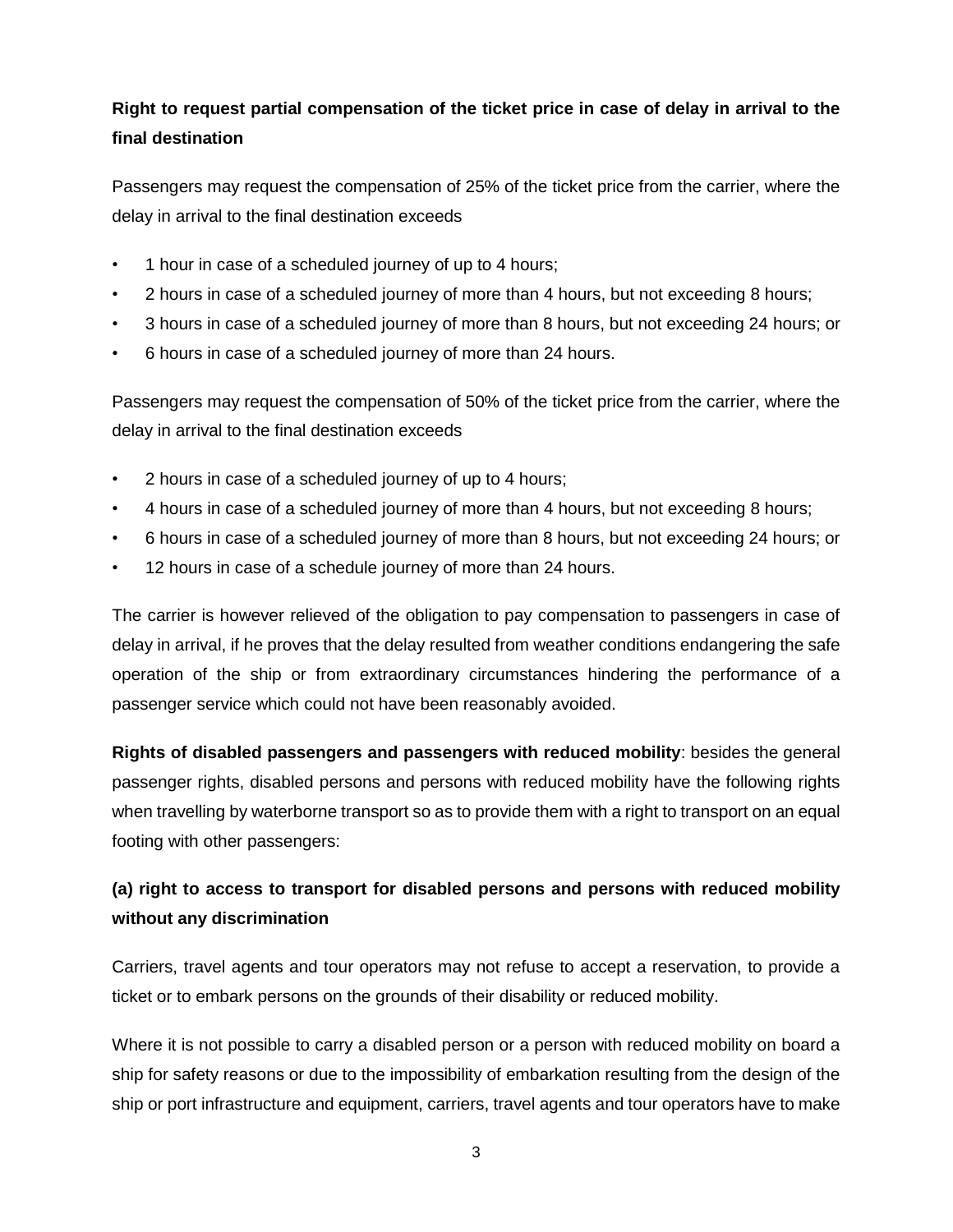**Right to request partial compensation of the ticket price in case of delay in arrival to the final destination**

Passengers may request the compensation of 25% of the ticket price from the carrier, where the delay in arrival to the final destination exceeds

- 1 hour in case of a scheduled journey of up to 4 hours;
- 2 hours in case of a scheduled journey of more than 4 hours, but not exceeding 8 hours;
- 3 hours in case of a scheduled journey of more than 8 hours, but not exceeding 24 hours; or
- 6 hours in case of a scheduled journey of more than 24 hours.

Passengers may request the compensation of 50% of the ticket price from the carrier, where the delay in arrival to the final destination exceeds

- 2 hours in case of a scheduled journey of up to 4 hours;
- 4 hours in case of a scheduled journey of more than 4 hours, but not exceeding 8 hours;
- 6 hours in case of a scheduled journey of more than 8 hours, but not exceeding 24 hours; or
- 12 hours in case of a schedule journey of more than 24 hours.

The carrier is however relieved of the obligation to pay compensation to passengers in case of delay in arrival, if he proves that the delay resulted from weather conditions endangering the safe operation of the ship or from extraordinary circumstances hindering the performance of a passenger service which could not have been reasonably avoided.

**Rights of disabled passengers and passengers with reduced mobility**: besides the general passenger rights, disabled persons and persons with reduced mobility have the following rights when travelling by waterborne transport so as to provide them with a right to transport on an equal footing with other passengers:

**(a) right to access to transport for disabled persons and persons with reduced mobility without any discrimination**

Carriers, travel agents and tour operators may not refuse to accept a reservation, to provide a ticket or to embark persons on the grounds of their disability or reduced mobility.

Where it is not possible to carry a disabled person or a person with reduced mobility on board a ship for safety reasons or due to the impossibility of embarkation resulting from the design of the ship or port infrastructure and equipment, carriers, travel agents and tour operators have to make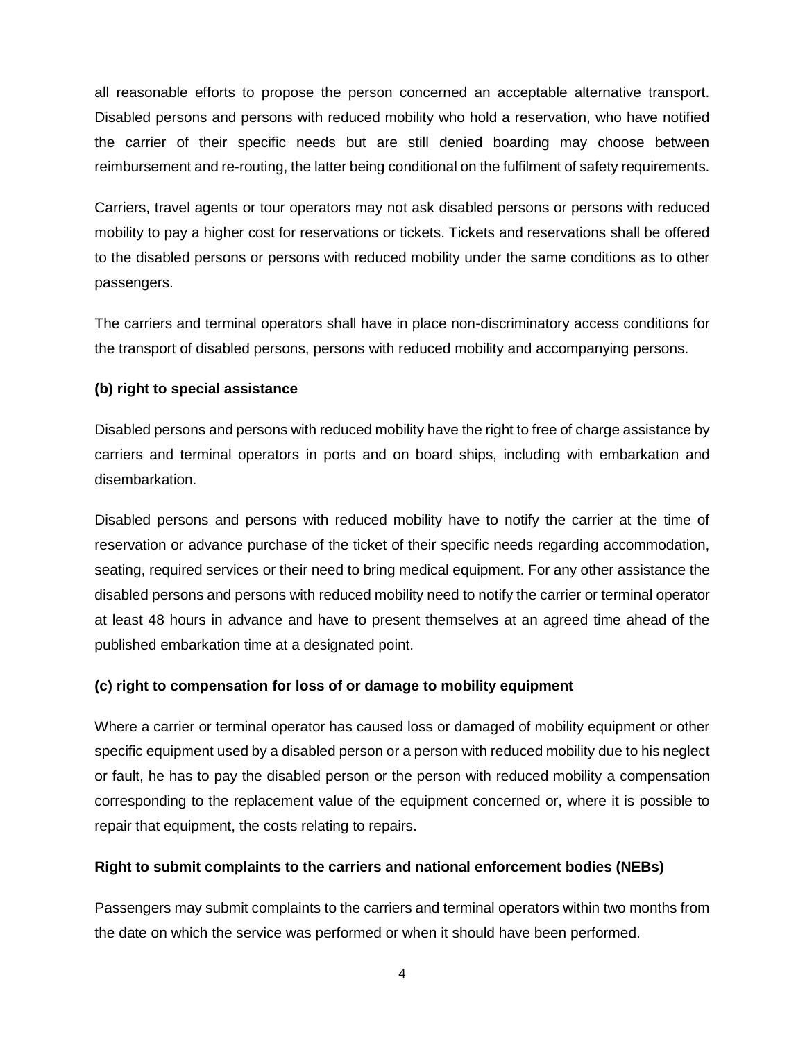all reasonable efforts to propose the person concerned an acceptable alternative transport. Disabled persons and persons with reduced mobility who hold a reservation, who have notified the carrier of their specific needs but are still denied boarding may choose between reimbursement and re-routing, the latter being conditional on the fulfilment of safety requirements.

Carriers, travel agents or tour operators may not ask disabled persons or persons with reduced mobility to pay a higher cost for reservations or tickets. Tickets and reservations shall be offered to the disabled persons or persons with reduced mobility under the same conditions as to other passengers.

The carriers and terminal operators shall have in place non-discriminatory access conditions for the transport of disabled persons, persons with reduced mobility and accompanying persons.

**(b) right to special assistance**

Disabled persons and persons with reduced mobility have the right to free of charge assistance by carriers and terminal operators in ports and on board ships, including with embarkation and disembarkation.

Disabled persons and persons with reduced mobility have to notify the carrier at the time of reservation or advance purchase of the ticket of their specific needs regarding accommodation, seating, required services or their need to bring medical equipment. For any other assistance the disabled persons and persons with reduced mobility need to notify the carrier or terminal operator at least 48 hours in advance and have to present themselves at an agreed time ahead of the published embarkation time at a designated point.

**(c) right to compensation for loss of or damage to mobility equipment**

Where a carrier or terminal operator has caused loss or damaged of mobility equipment or other specific equipment used by a disabled person or a person with reduced mobility due to his neglect or fault, he has to pay the disabled person or the person with reduced mobility a compensation corresponding to the replacement value of the equipment concerned or, where it is possible to repair that equipment, the costs relating to repairs.

**Right to submit complaints to the carriers and national enforcement bodies (NEBs)**

Passengers may submit complaints to the carriers and terminal operators within two months from the date on which the service was performed or when it should have been performed.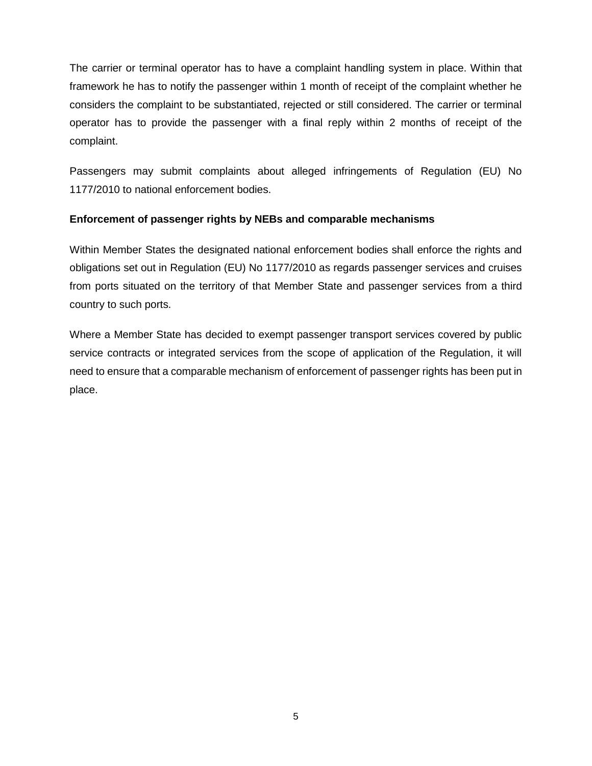The carrier or terminal operator has to have a complaint handling system in place. Within that framework he has to notify the passenger within 1 month of receipt of the complaint whether he considers the complaint to be substantiated, rejected or still considered. The carrier or terminal operator has to provide the passenger with a final reply within 2 months of receipt of the complaint.

Passengers may submit complaints about alleged infringements of Regulation (EU) No 1177/2010 to national enforcement bodies.

**Enforcement of passenger rights by NEBs and comparable mechanisms**

Within Member States the designated national enforcement bodies shall enforce the rights and obligations set out in Regulation (EU) No 1177/2010 as regards passenger services and cruises from ports situated on the territory of that Member State and passenger services from a third country to such ports.

Where a Member State has decided to exempt passenger transport services covered by public service contracts or integrated services from the scope of application of the Regulation, it will need to ensure that a comparable mechanism of enforcement of passenger rights has been put in place.